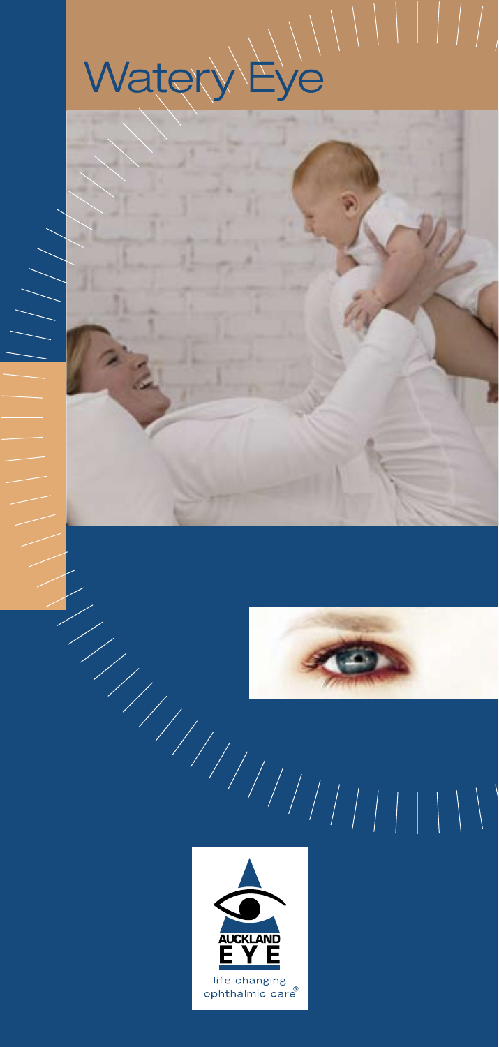# Watery Eye

AUCKLAND EYE

life-changing ophthalmic care®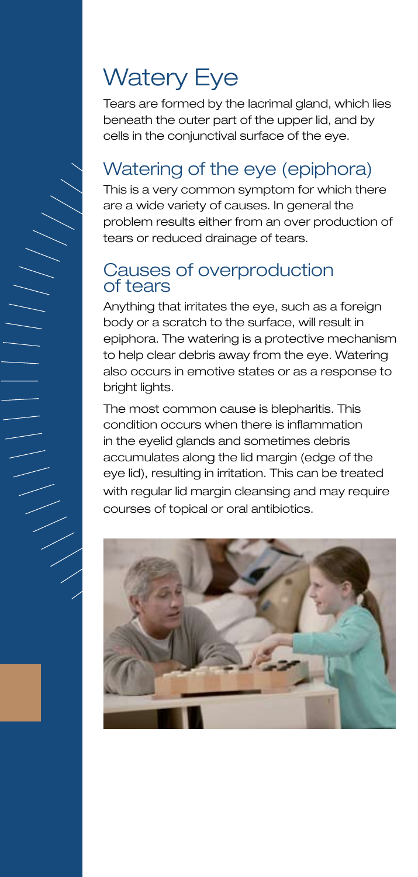# Watery Eye

Tears are formed by the lacrimal gland, which lies beneath the outer part of the upper lid, and by cells in the conjunctival surface of the eye.

## Watering of the eye (epiphora)

This is a very common symptom for which there are a wide variety of causes. In general the problem results either from an over production of tears or reduced drainage of tears.

### Causes of overproduction of tears

Anything that irritates the eye, such as a foreign body or a scratch to the surface, will result in epiphora. The watering is a protective mechanism to help clear debris away from the eye. Watering also occurs in emotive states or as a response to bright lights.

The most common cause is blepharitis. This condition occurs when there is inflammation in the eyelid glands and sometimes debris accumulates along the lid margin (edge of the eye lid), resulting in irritation. This can be treated with regular lid margin cleansing and may require courses of topical or oral antibiotics.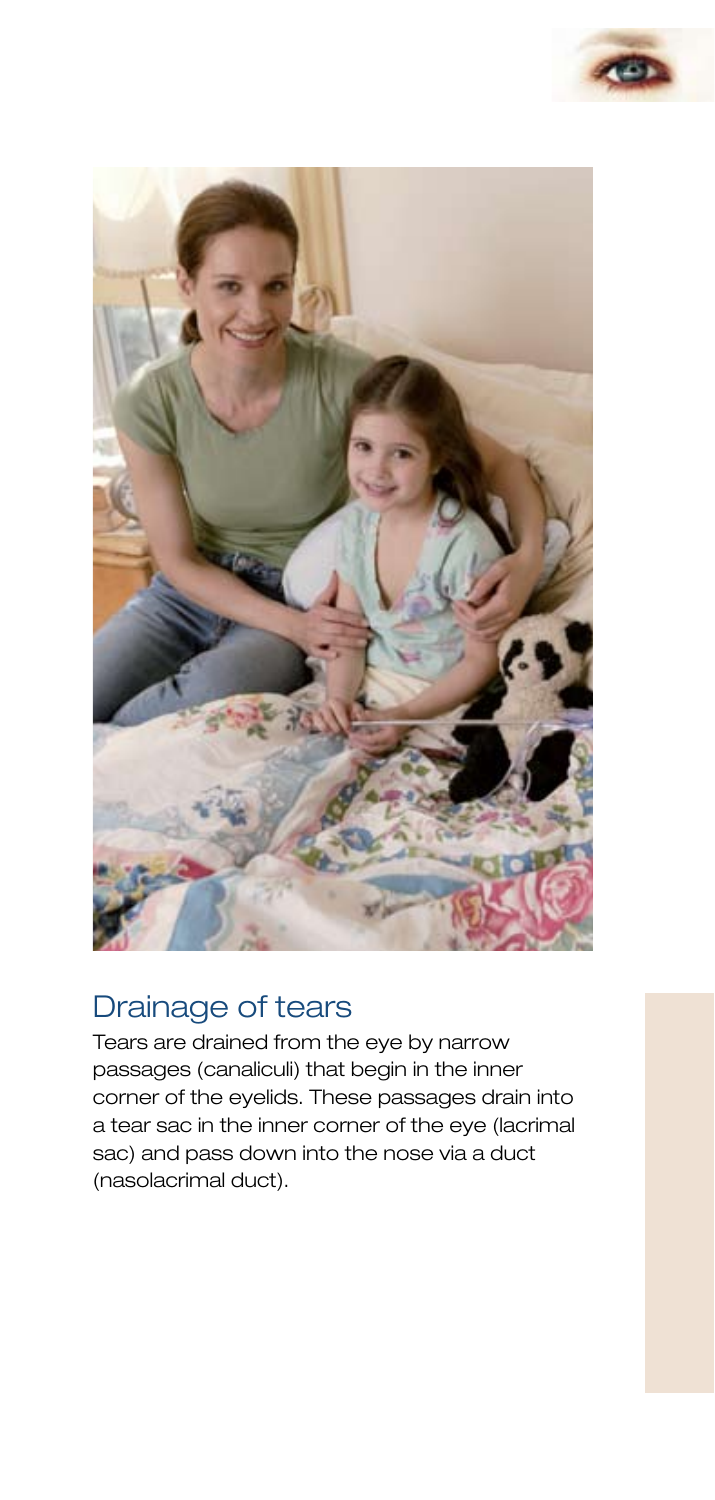## Drainage of tears

Tears are drained from the eye by narrow passages (canaliculi) that begin in the inner corner of the eyelids. These passages drain into a tear sac in the inner corner of the eye (lacrimal sac) and pass down into the nose via a duct (nasolacrimal duct).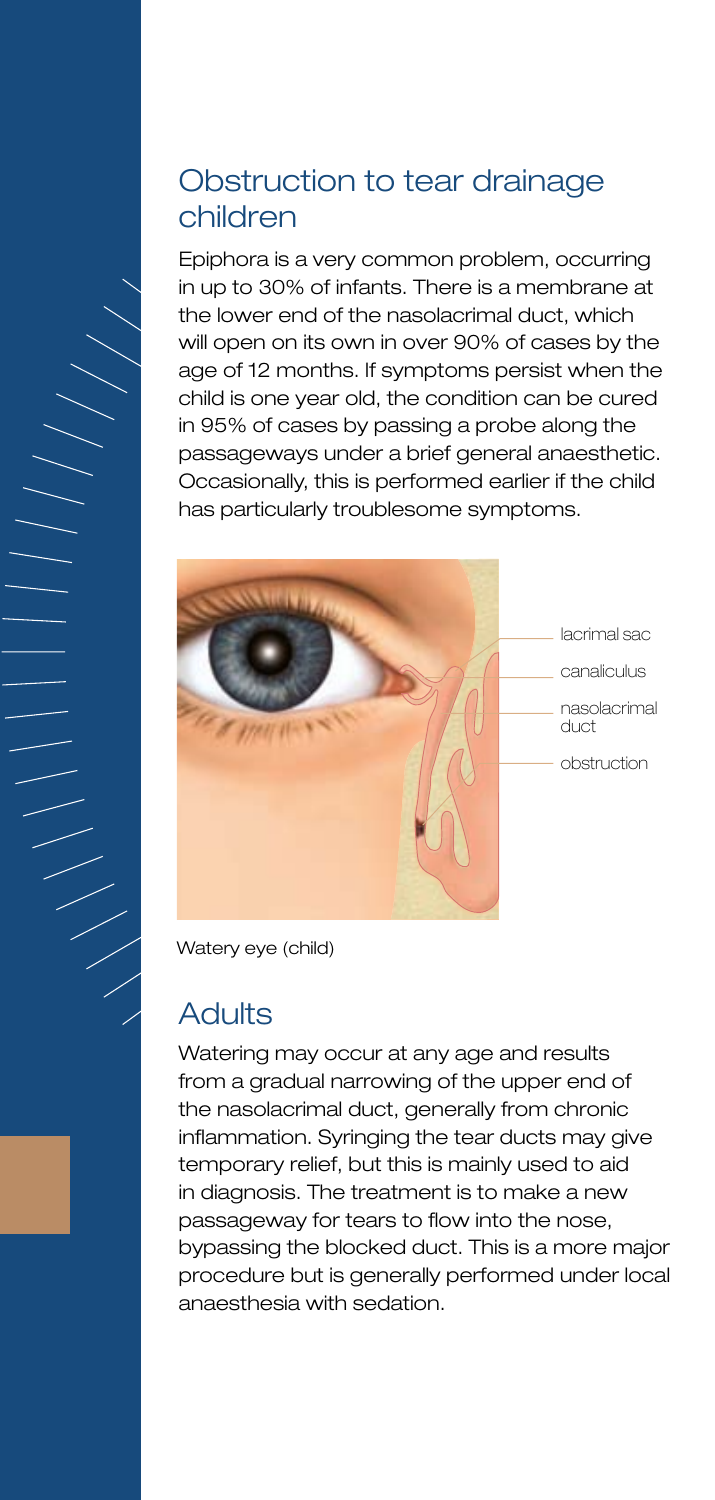## Obstruction to tear drainage children

Epiphora is a very common problem, occurring in up to 30% of infants. There is a membrane at the lower end of the nasolacrimal duct, which will open on its own in over 90% of cases by the age of 12 months. If symptoms persist when the child is one year old, the condition can be cured in 95% of cases by passing a probe along the passageways under a brief general anaesthetic. Occasionally, this is performed earlier if the child has particularly troublesome symptoms.

lacrimal sac

canaliculus

nasolacrimal duct

obstruction

Watery eye (child)

## Adults

Watering may occur at any age and results from a gradual narrowing of the upper end of the nasolacrimal duct, generally from chronic inflammation. Syringing the tear ducts may give temporary relief, but this is mainly used to aid in diagnosis. The treatment is to make a new passageway for tears to flow into the nose, bypassing the blocked duct. This is a more major procedure but is generally performed under local anaesthesia with sedation.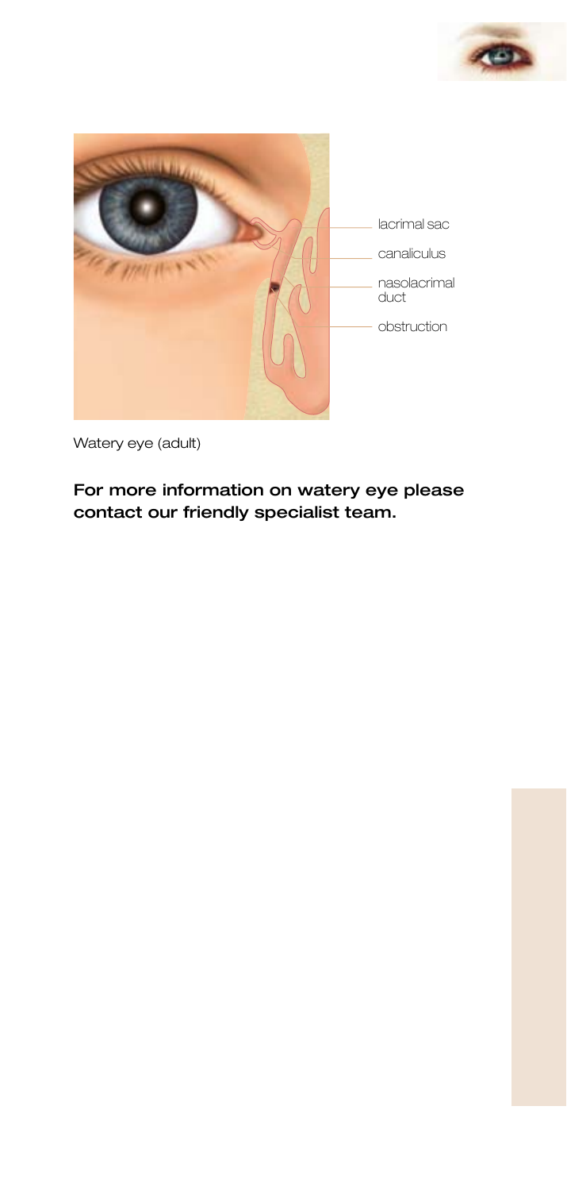lacrimal sac

canaliculus

nasolacrimal duct

obstruction

Watery eye (adult)

**For more information on watery eye please contact our friendly specialist team.**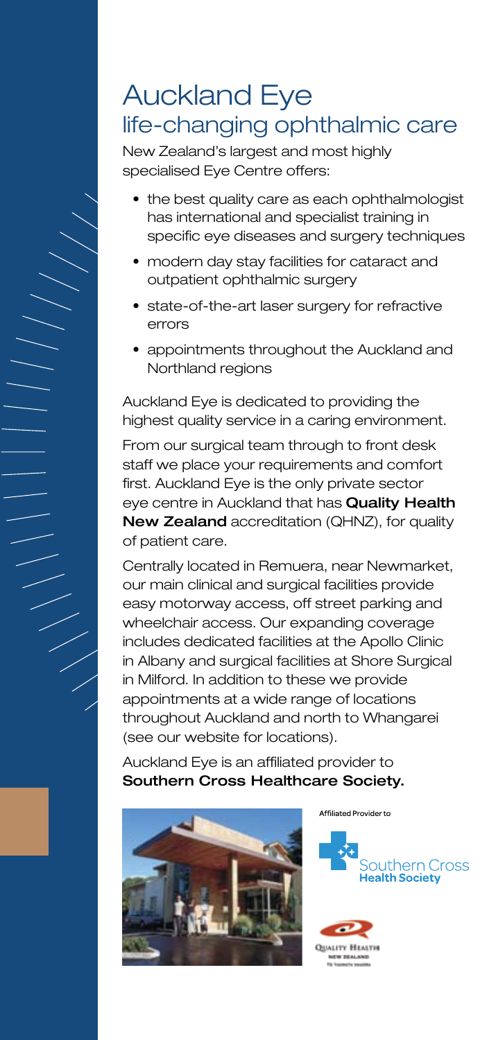# Auckland Eye

## life-changing ophthalmic care

New Zealand's largest and most highly specialised Eye Centre offers:

- the best quality care as each ophthalmologist has international and specialist training in specific eye diseases and surgery techniques
- modern day stay facilities for cataract and outpatient ophthalmic surgery
- state-of-the-art laser surgery for refractive errors
- appointments throughout the Auckland and Northland regions

Auckland Eye is dedicated to providing the highest quality service in a caring environment.

From our surgical team through to front desk staff we place your requirements and comfort first. Auckland Eye is the only private sector eye centre in Auckland that has **Quality Health New Zealand** accreditation (QHNZ), for quality of patient care.

Centrally located in Remuera, near Newmarket, our main clinical and surgical facilities provide easy motorway access, off street parking and wheelchair access. Our expanding coverage includes dedicated facilities at the Apollo Clinic in Albany and surgical facilities at Shore Surgical in Milford. In addition to these we provide appointments at a wide range of locations throughout Auckland and north to Whangarei (see our website for locations).

Auckland Eye is an affiliated provider to **Southern Cross Healthcare Society.**

Affiliated Provider to

Southern Cross Health Society

Quality Health New Zealand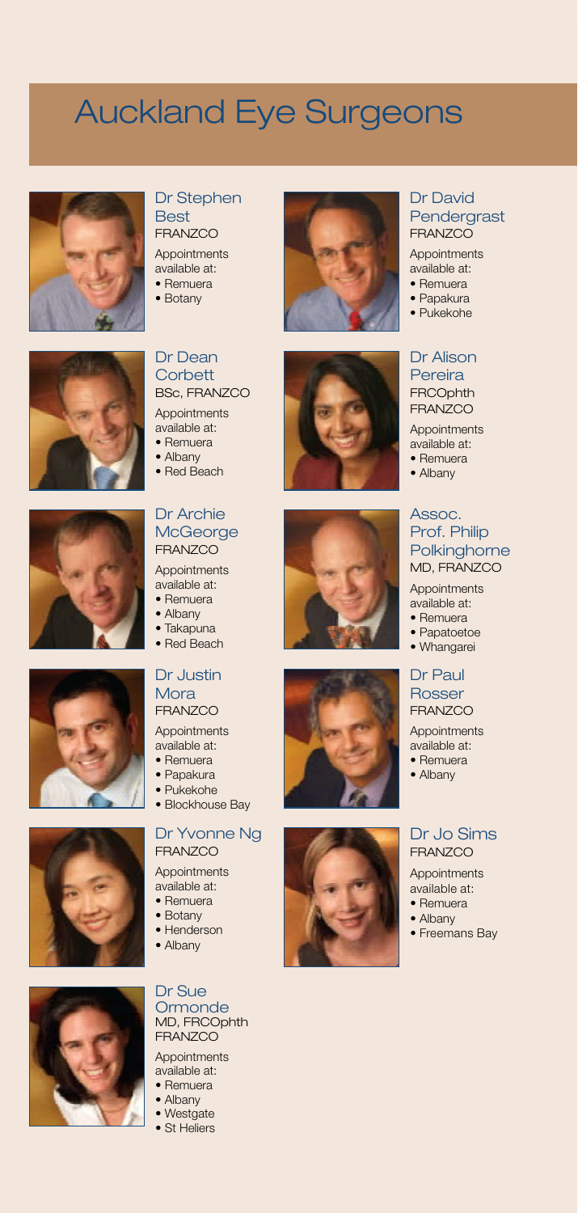# Auckland Eye Surgeons

### Dr Stephen Best
FRANZCO

Appointments available at:
- Remuera
- Botany

### Dr Dean Corbett
BSc, FRANZCO

Appointments available at:
- Remuera
- Albany
- Red Beach

### Dr Archie McGeorge
FRANZCO

Appointments available at:
- Remuera
- Albany
- Takapuna
- Red Beach

### Dr Justin Mora
FRANZCO

Appointments available at:
- Remuera
- Papakura
- Pukekohe
- Blockhouse Bay

### Dr Yvonne Ng
FRANZCO

Appointments available at:
- Remuera
- Botany
- Henderson
- Albany

### Dr Sue Ormonde
MD, FRCOphth FRANZCO

Appointments available at:
- Remuera
- Albany
- Westgate
- St Heliers

### Dr David Pendergrast
FRANZCO

Appointments available at:
- Remuera
- Papakura
- Pukekohe

### Dr Alison Pereira
FRCOphth FRANZCO

Appointments available at:
- Remuera
- Albany

### Assoc. Prof. Philip Polkinghorne
MD, FRANZCO

Appointments available at:
- Remuera
- Papatoetoe
- Whangarei

### Dr Paul Rosser
FRANZCO

Appointments available at:
- Remuera
- Albany

### Dr Jo Sims
FRANZCO

Appointments available at:
- Remuera
- Albany
- Freemans Bay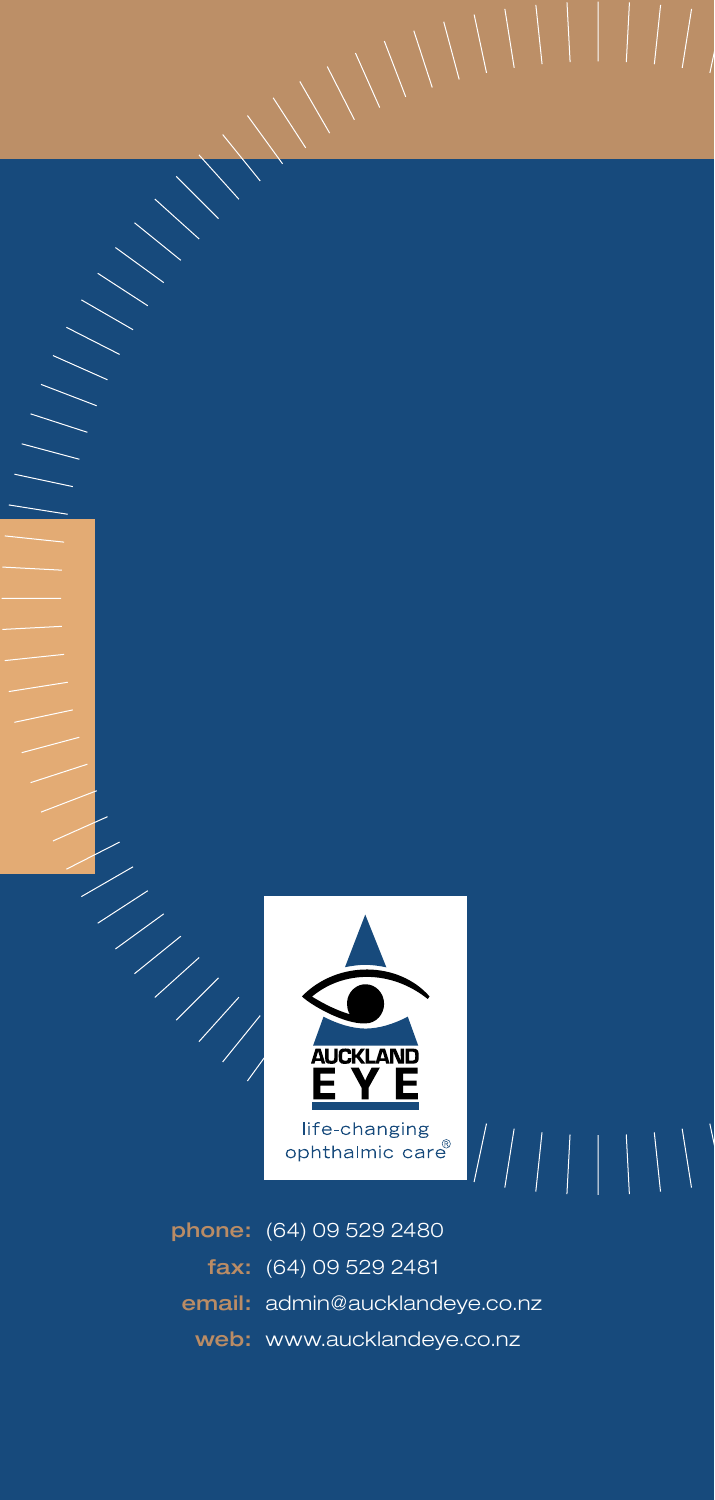AUCKLAND EYE

life-changing ophthalmic care®

**phone:** (64) 09 529 2480

**fax:** (64) 09 529 2481

**email:** admin@aucklandeye.co.nz

**web:** www.aucklandeye.co.nz